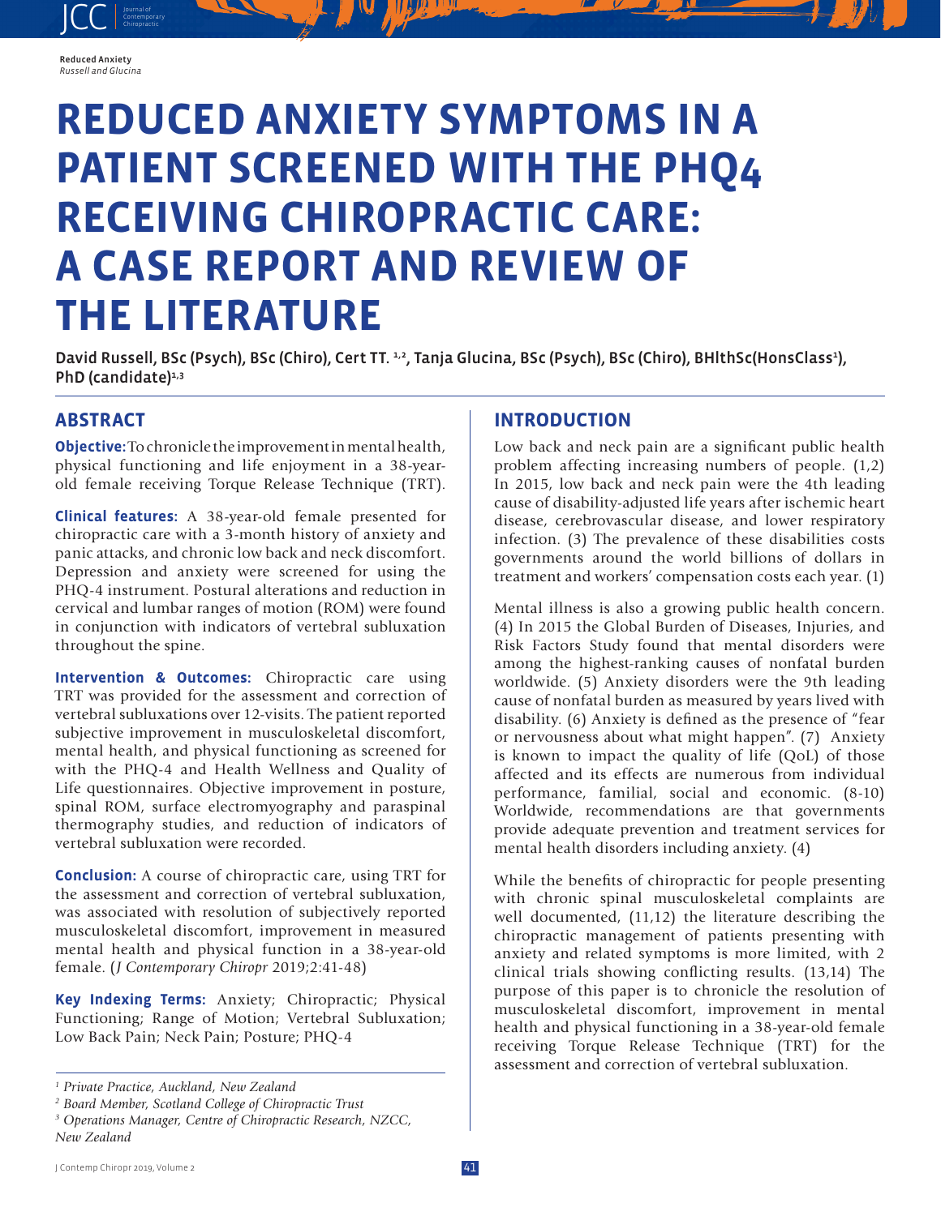# REDUCED ANXIETY SYMPTOMS IN A PATIENT SCREENED WITH THE PHQ4 RECEIVING CHIROPRACTIC CARE: A CASE REPORT AND REVIEW OF THE LITERATURE

David Russell, BSc (Psych), BSc (Chiro), Cert TT. [1,2], Tanja Glucina, BSc (Psych), BSc (Chiro), BHlthSc(HonsClass[1]), PhD (candidate)[1,3]

## ABSTRACT

**Objective:** To chronicle the improvement in mental health, physical functioning and life enjoyment in a 38-year-old female receiving Torque Release Technique (TRT).

**Clinical features:** A 38-year-old female presented for chiropractic care with a 3-month history of anxiety and panic attacks, and chronic low back and neck discomfort. Depression and anxiety were screened for using the PHQ-4 instrument. Postural alterations and reduction in cervical and lumbar ranges of motion (ROM) were found in conjunction with indicators of vertebral subluxation throughout the spine.

**Intervention & Outcomes:** Chiropractic care using TRT was provided for the assessment and correction of vertebral subluxations over 12-visits. The patient reported subjective improvement in musculoskeletal discomfort, mental health, and physical functioning as screened for with the PHQ-4 and Health Wellness and Quality of Life questionnaires. Objective improvement in posture, spinal ROM, surface electromyography and paraspinal thermography studies, and reduction of indicators of vertebral subluxation were recorded.

**Conclusion:** A course of chiropractic care, using TRT for the assessment and correction of vertebral subluxation, was associated with resolution of subjectively reported musculoskeletal discomfort, improvement in measured mental health and physical function in a 38-year-old female. (*J Contemporary Chiropr* 2019;2:41-48)

**Key Indexing Terms:** Anxiety; Chiropractic; Physical Functioning; Range of Motion; Vertebral Subluxation; Low Back Pain; Neck Pain; Posture; PHQ-4

*[1] Private Practice, Auckland, New Zealand*
*[2] Board Member, Scotland College of Chiropractic Trust*
*[3] Operations Manager, Centre of Chiropractic Research, NZCC, New Zealand*

## INTRODUCTION

Low back and neck pain are a significant public health problem affecting increasing numbers of people. (1,2) In 2015, low back and neck pain were the 4th leading cause of disability-adjusted life years after ischemic heart disease, cerebrovascular disease, and lower respiratory infection. (3) The prevalence of these disabilities costs governments around the world billions of dollars in treatment and workers' compensation costs each year. (1)

Mental illness is also a growing public health concern. (4) In 2015 the Global Burden of Diseases, Injuries, and Risk Factors Study found that mental disorders were among the highest-ranking causes of nonfatal burden worldwide. (5) Anxiety disorders were the 9th leading cause of nonfatal burden as measured by years lived with disability. (6) Anxiety is defined as the presence of "fear or nervousness about what might happen". (7) Anxiety is known to impact the quality of life (QoL) of those affected and its effects are numerous from individual performance, familial, social and economic. (8-10) Worldwide, recommendations are that governments provide adequate prevention and treatment services for mental health disorders including anxiety. (4)

While the benefits of chiropractic for people presenting with chronic spinal musculoskeletal complaints are well documented, (11,12) the literature describing the chiropractic management of patients presenting with anxiety and related symptoms is more limited, with 2 clinical trials showing conflicting results. (13,14) The purpose of this paper is to chronicle the resolution of musculoskeletal discomfort, improvement in mental health and physical functioning in a 38-year-old female receiving Torque Release Technique (TRT) for the assessment and correction of vertebral subluxation.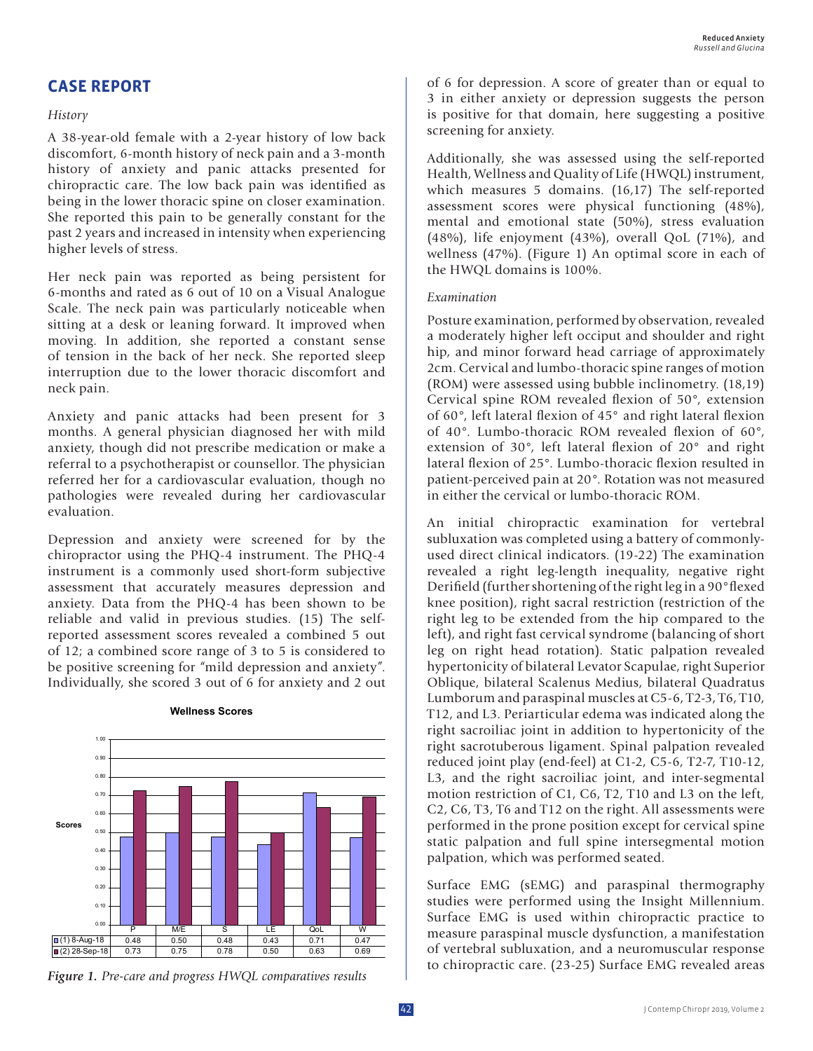## CASE REPORT

*History*

A 38-year-old female with a 2-year history of low back discomfort, 6-month history of neck pain and a 3-month history of anxiety and panic attacks presented for chiropractic care. The low back pain was identified as being in the lower thoracic spine on closer examination. She reported this pain to be generally constant for the past 2 years and increased in intensity when experiencing higher levels of stress.

Her neck pain was reported as being persistent for 6-months and rated as 6 out of 10 on a Visual Analogue Scale. The neck pain was particularly noticeable when sitting at a desk or leaning forward. It improved when moving. In addition, she reported a constant sense of tension in the back of her neck. She reported sleep interruption due to the lower thoracic discomfort and neck pain.

Anxiety and panic attacks had been present for 3 months. A general physician diagnosed her with mild anxiety, though did not prescribe medication or make a referral to a psychotherapist or counsellor. The physician referred her for a cardiovascular evaluation, though no pathologies were revealed during her cardiovascular evaluation.

Depression and anxiety were screened for by the chiropractor using the PHQ-4 instrument. The PHQ-4 instrument is a commonly used short-form subjective assessment that accurately measures depression and anxiety. Data from the PHQ-4 has been shown to be reliable and valid in previous studies. (15) The self-reported assessment scores revealed a combined 5 out of 12; a combined score range of 3 to 5 is considered to be positive screening for "mild depression and anxiety". Individually, she scored 3 out of 6 for anxiety and 2 out of 6 for depression. A score of greater than or equal to 3 in either anxiety or depression suggests the person is positive for that domain, here suggesting a positive screening for anxiety.

Additionally, she was assessed using the self-reported Health, Wellness and Quality of Life (HWQL) instrument, which measures 5 domains. (16,17) The self-reported assessment scores were physical functioning (48%), mental and emotional state (50%), stress evaluation (48%), life enjoyment (43%), overall QoL (71%), and wellness (47%). (Figure 1) An optimal score in each of the HWQL domains is 100%.

**Wellness Scores**

| | P | M/E | S | LE | QoL | W |
|---|---|---|---|---|---|---|
| (1) 8-Aug-18 | 0.48 | 0.50 | 0.48 | 0.43 | 0.71 | 0.47 |
| (2) 28-Sep-18 | 0.73 | 0.75 | 0.78 | 0.50 | 0.63 | 0.69 |

*Figure 1. Pre-care and progress HWQL comparatives results*

*Examination*

Posture examination, performed by observation, revealed a moderately higher left occiput and shoulder and right hip, and minor forward head carriage of approximately 2cm. Cervical and lumbo-thoracic spine ranges of motion (ROM) were assessed using bubble inclinometry. (18,19) Cervical spine ROM revealed flexion of 50°, extension of 60°, left lateral flexion of 45° and right lateral flexion of 40°. Lumbo-thoracic ROM revealed flexion of 60°, extension of 30°, left lateral flexion of 20° and right lateral flexion of 25°. Lumbo-thoracic flexion resulted in patient-perceived pain at 20°. Rotation was not measured in either the cervical or lumbo-thoracic ROM.

An initial chiropractic examination for vertebral subluxation was completed using a battery of commonly-used direct clinical indicators. (19-22) The examination revealed a right leg-length inequality, negative right Derifield (further shortening of the right leg in a 90° flexed knee position), right sacral restriction (restriction of the right leg to be extended from the hip compared to the left), and right fast cervical syndrome (balancing of short leg on right head rotation). Static palpation revealed hypertonicity of bilateral Levator Scapulae, right Superior Oblique, bilateral Scalenus Medius, bilateral Quadratus Lumborum and paraspinal muscles at C5-6, T2-3, T6, T10, T12, and L3. Periarticular edema was indicated along the right sacroiliac joint in addition to hypertonicity of the right sacrotuberous ligament. Spinal palpation revealed reduced joint play (end-feel) at C1-2, C5-6, T2-7, T10-12, L3, and the right sacroiliac joint, and inter-segmental motion restriction of C1, C6, T2, T10 and L3 on the left, C2, C6, T3, T6 and T12 on the right. All assessments were performed in the prone position except for cervical spine static palpation and full spine intersegmental motion palpation, which was performed seated.

Surface EMG (sEMG) and paraspinal thermography studies were performed using the Insight Millennium. Surface EMG is used within chiropractic practice to measure paraspinal muscle dysfunction, a manifestation of vertebral subluxation, and a neuromuscular response to chiropractic care. (23-25) Surface EMG revealed areas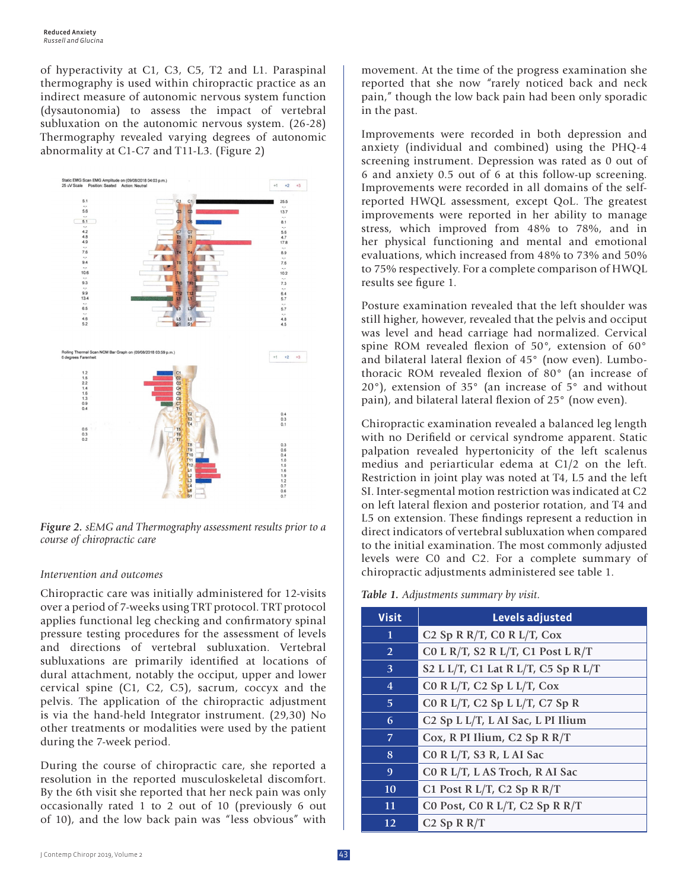of hyperactivity at C1, C3, C5, T2 and L1. Paraspinal thermography is used within chiropractic practice as an indirect measure of autonomic nervous system function (dysautonomia) to assess the impact of vertebral subluxation on the autonomic nervous system. (26-28) Thermography revealed varying degrees of autonomic abnormality at C1-C7 and T11-L3. (Figure 2)

*Figure 2. sEMG and Thermography assessment results prior to a course of chiropractic care*

### *Intervention and outcomes*

Chiropractic care was initially administered for 12-visits over a period of 7-weeks using TRT protocol. TRT protocol applies functional leg checking and confirmatory spinal pressure testing procedures for the assessment of levels and directions of vertebral subluxation. Vertebral subluxations are primarily identified at locations of dural attachment, notably the occiput, upper and lower cervical spine (C1, C2, C5), sacrum, coccyx and the pelvis. The application of the chiropractic adjustment is via the hand-held Integrator instrument. (29,30) No other treatments or modalities were used by the patient during the 7-week period.

During the course of chiropractic care, she reported a resolution in the reported musculoskeletal discomfort. By the 6th visit she reported that her neck pain was only occasionally rated 1 to 2 out of 10 (previously 6 out of 10), and the low back pain was "less obvious" with movement. At the time of the progress examination she reported that she now "rarely noticed back and neck pain," though the low back pain had been only sporadic in the past.

Improvements were recorded in both depression and anxiety (individual and combined) using the PHQ-4 screening instrument. Depression was rated as 0 out of 6 and anxiety 0.5 out of 6 at this follow-up screening. Improvements were recorded in all domains of the self-reported HWQL assessment, except QoL. The greatest improvements were reported in her ability to manage stress, which improved from 48% to 78%, and in her physical functioning and mental and emotional evaluations, which increased from 48% to 73% and 50% to 75% respectively. For a complete comparison of HWQL results see figure 1.

Posture examination revealed that the left shoulder was still higher, however, revealed that the pelvis and occiput was level and head carriage had normalized. Cervical spine ROM revealed flexion of 50°, extension of 60° and bilateral lateral flexion of 45° (now even). Lumbo-thoracic ROM revealed flexion of 80° (an increase of 20°), extension of 35° (an increase of 5° and without pain), and bilateral lateral flexion of 25° (now even).

Chiropractic examination revealed a balanced leg length with no Derifield or cervical syndrome apparent. Static palpation revealed hypertonicity of the left scalenus medius and periarticular edema at C1/2 on the left. Restriction in joint play was noted at T4, L5 and the left SI. Inter-segmental motion restriction was indicated at C2 on left lateral flexion and posterior rotation, and T4 and L5 on extension. These findings represent a reduction in direct indicators of vertebral subluxation when compared to the initial examination. The most commonly adjusted levels were C0 and C2. For a complete summary of chiropractic adjustments administered see table 1.

*Table 1. Adjustments summary by visit.*

| Visit | Levels adjusted |
|---|---|
| 1 | C2 Sp R R/T, C0 R L/T, Cox |
| 2 | C0 L R/T, S2 R L/T, C1 Post L R/T |
| 3 | S2 L L/T, C1 Lat R L/T, C5 Sp R L/T |
| 4 | C0 R L/T, C2 Sp L L/T, Cox |
| 5 | C0 R L/T, C2 Sp L L/T, C7 Sp R |
| 6 | C2 Sp L L/T, L AI Sac, L PI Ilium |
| 7 | Cox, R PI Ilium, C2 Sp R R/T |
| 8 | C0 R L/T, S3 R, L AI Sac |
| 9 | C0 R L/T, L AS Troch, R AI Sac |
| 10 | C1 Post R L/T, C2 Sp R R/T |
| 11 | C0 Post, C0 R L/T, C2 Sp R R/T |
| 12 | C2 Sp R R/T |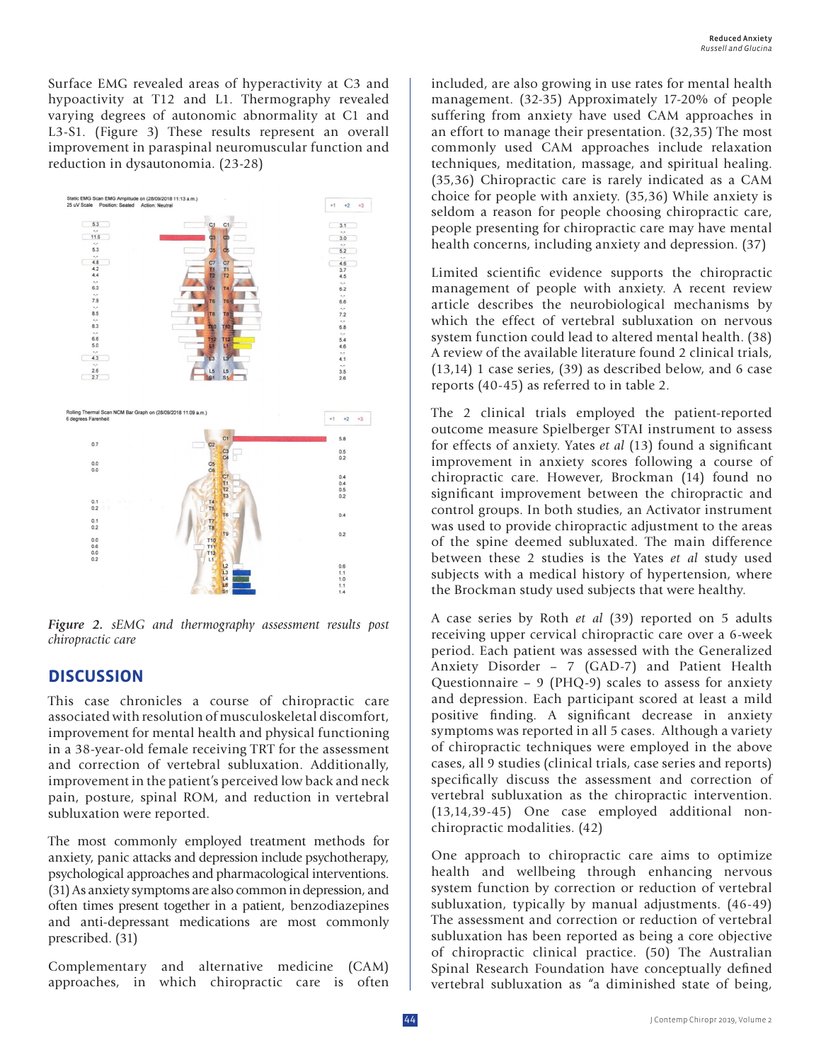Surface EMG revealed areas of hyperactivity at C3 and hypoactivity at T12 and L1. Thermography revealed varying degrees of autonomic abnormality at C1 and L3-S1. (Figure 3) These results represent an overall improvement in paraspinal neuromuscular function and reduction in dysautonomia. (23-28)

*Figure 2. sEMG and thermography assessment results post chiropractic care*

## DISCUSSION

This case chronicles a course of chiropractic care associated with resolution of musculoskeletal discomfort, improvement for mental health and physical functioning in a 38-year-old female receiving TRT for the assessment and correction of vertebral subluxation. Additionally, improvement in the patient's perceived low back and neck pain, posture, spinal ROM, and reduction in vertebral subluxation were reported.

The most commonly employed treatment methods for anxiety, panic attacks and depression include psychotherapy, psychological approaches and pharmacological interventions. (31) As anxiety symptoms are also common in depression, and often times present together in a patient, benzodiazepines and anti-depressant medications are most commonly prescribed. (31)

Complementary and alternative medicine (CAM) approaches, in which chiropractic care is often included, are also growing in use rates for mental health management. (32-35) Approximately 17-20% of people suffering from anxiety have used CAM approaches in an effort to manage their presentation. (32,35) The most commonly used CAM approaches include relaxation techniques, meditation, massage, and spiritual healing. (35,36) Chiropractic care is rarely indicated as a CAM choice for people with anxiety. (35,36) While anxiety is seldom a reason for people choosing chiropractic care, people presenting for chiropractic care may have mental health concerns, including anxiety and depression. (37)

Limited scientific evidence supports the chiropractic management of people with anxiety. A recent review article describes the neurobiological mechanisms by which the effect of vertebral subluxation on nervous system function could lead to altered mental health. (38) A review of the available literature found 2 clinical trials, (13,14) 1 case series, (39) as described below, and 6 case reports (40-45) as referred to in table 2.

The 2 clinical trials employed the patient-reported outcome measure Spielberger STAI instrument to assess for effects of anxiety. Yates *et al* (13) found a significant improvement in anxiety scores following a course of chiropractic care. However, Brockman (14) found no significant improvement between the chiropractic and control groups. In both studies, an Activator instrument was used to provide chiropractic adjustment to the areas of the spine deemed subluxated. The main difference between these 2 studies is the Yates *et al* study used subjects with a medical history of hypertension, where the Brockman study used subjects that were healthy.

A case series by Roth *et al* (39) reported on 5 adults receiving upper cervical chiropractic care over a 6-week period. Each patient was assessed with the Generalized Anxiety Disorder – 7 (GAD-7) and Patient Health Questionnaire – 9 (PHQ-9) scales to assess for anxiety and depression. Each participant scored at least a mild positive finding. A significant decrease in anxiety symptoms was reported in all 5 cases. Although a variety of chiropractic techniques were employed in the above cases, all 9 studies (clinical trials, case series and reports) specifically discuss the assessment and correction of vertebral subluxation as the chiropractic intervention. (13,14,39-45) One case employed additional non-chiropractic modalities. (42)

One approach to chiropractic care aims to optimize health and wellbeing through enhancing nervous system function by correction or reduction of vertebral subluxation, typically by manual adjustments. (46-49) The assessment and correction or reduction of vertebral subluxation has been reported as being a core objective of chiropractic clinical practice. (50) The Australian Spinal Research Foundation have conceptually defined vertebral subluxation as "a diminished state of being,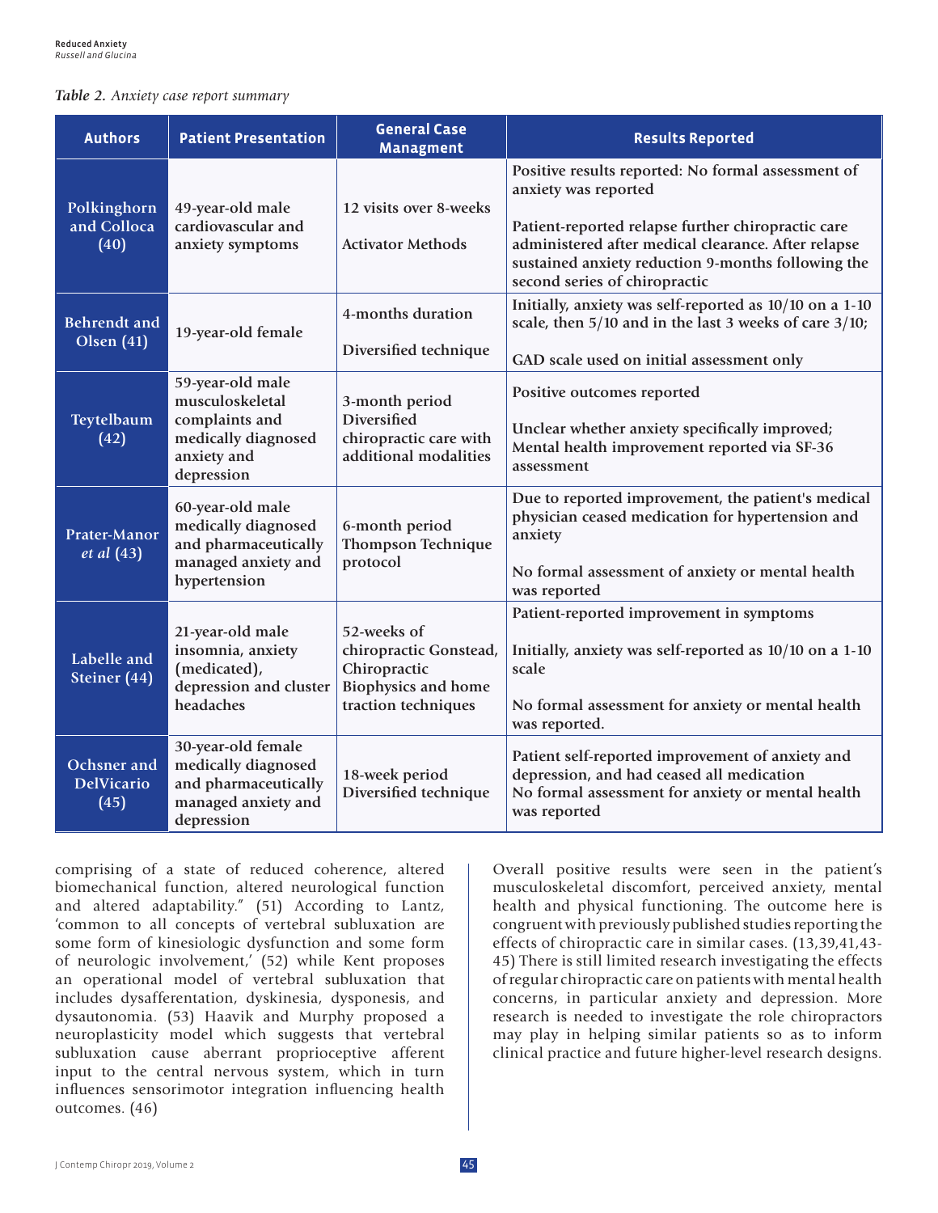*Table 2. Anxiety case report summary*

| Authors | Patient Presentation | General Case Managment | Results Reported |
|---|---|---|---|
| Polkinghorn and Colloca (40) | 49-year-old male cardiovascular and anxiety symptoms | 12 visits over 8-weeks<br><br>Activator Methods | Positive results reported: No formal assessment of anxiety was reported<br><br>Patient-reported relapse further chiropractic care administered after medical clearance. After relapse sustained anxiety reduction 9-months following the second series of chiropractic |
| Behrendt and Olsen (41) | 19-year-old female | 4-months duration<br><br>Diversified technique | Initially, anxiety was self-reported as 10/10 on a 1-10 scale, then 5/10 and in the last 3 weeks of care 3/10;<br><br>GAD scale used on initial assessment only |
| Teytelbaum (42) | 59-year-old male musculoskeletal complaints and medically diagnosed anxiety and depression | 3-month period Diversified chiropractic care with additional modalities | Positive outcomes reported<br><br>Unclear whether anxiety specifically improved; Mental health improvement reported via SF-36 assessment |
| Prater-Manor *et al* (43) | 60-year-old male medically diagnosed and pharmaceutically managed anxiety and hypertension | 6-month period Thompson Technique protocol | Due to reported improvement, the patient's medical physician ceased medication for hypertension and anxiety<br><br>No formal assessment of anxiety or mental health was reported |
| Labelle and Steiner (44) | 21-year-old male insomnia, anxiety (medicated), depression and cluster headaches | 52-weeks of chiropractic Gonstead, Chiropractic Biophysics and home traction techniques | Patient-reported improvement in symptoms<br><br>Initially, anxiety was self-reported as 10/10 on a 1-10 scale<br><br>No formal assessment for anxiety or mental health was reported. |
| Ochsner and DelVicario (45) | 30-year-old female medically diagnosed and pharmaceutically managed anxiety and depression | 18-week period Diversified technique | Patient self-reported improvement of anxiety and depression, and had ceased all medication<br>No formal assessment for anxiety or mental health was reported |

comprising of a state of reduced coherence, altered biomechanical function, altered neurological function and altered adaptability." (51) According to Lantz, 'common to all concepts of vertebral subluxation are some form of kinesiologic dysfunction and some form of neurologic involvement,' (52) while Kent proposes an operational model of vertebral subluxation that includes dysafferentation, dyskinesia, dysponesis, and dysautonomia. (53) Haavik and Murphy proposed a neuroplasticity model which suggests that vertebral subluxation cause aberrant proprioceptive afferent input to the central nervous system, which in turn influences sensorimotor integration influencing health outcomes. (46)

Overall positive results were seen in the patient's musculoskeletal discomfort, perceived anxiety, mental health and physical functioning. The outcome here is congruent with previously published studies reporting the effects of chiropractic care in similar cases. (13,39,41,43-45) There is still limited research investigating the effects of regular chiropractic care on patients with mental health concerns, in particular anxiety and depression. More research is needed to investigate the role chiropractors may play in helping similar patients so as to inform clinical practice and future higher-level research designs.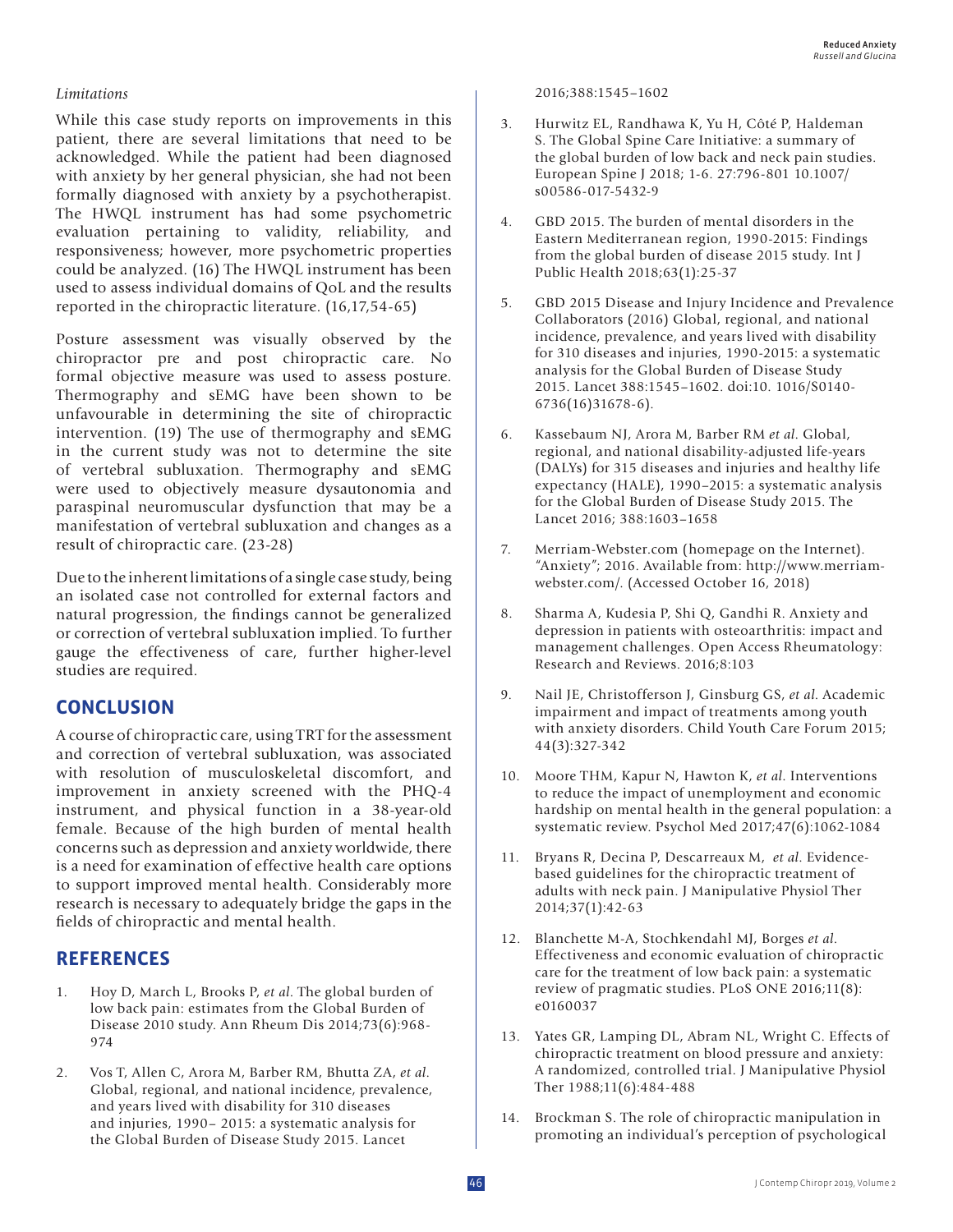### *Limitations*

While this case study reports on improvements in this patient, there are several limitations that need to be acknowledged. While the patient had been diagnosed with anxiety by her general physician, she had not been formally diagnosed with anxiety by a psychotherapist. The HWQL instrument has had some psychometric evaluation pertaining to validity, reliability, and responsiveness; however, more psychometric properties could be analyzed. (16) The HWQL instrument has been used to assess individual domains of QoL and the results reported in the chiropractic literature. (16,17,54-65)

Posture assessment was visually observed by the chiropractor pre and post chiropractic care. No formal objective measure was used to assess posture. Thermography and sEMG have been shown to be unfavourable in determining the site of chiropractic intervention. (19) The use of thermography and sEMG in the current study was not to determine the site of vertebral subluxation. Thermography and sEMG were used to objectively measure dysautonomia and paraspinal neuromuscular dysfunction that may be a manifestation of vertebral subluxation and changes as a result of chiropractic care. (23-28)

Due to the inherent limitations of a single case study, being an isolated case not controlled for external factors and natural progression, the findings cannot be generalized or correction of vertebral subluxation implied. To further gauge the effectiveness of care, further higher-level studies are required.

## CONCLUSION

A course of chiropractic care, using TRT for the assessment and correction of vertebral subluxation, was associated with resolution of musculoskeletal discomfort, and improvement in anxiety screened with the PHQ-4 instrument, and physical function in a 38-year-old female. Because of the high burden of mental health concerns such as depression and anxiety worldwide, there is a need for examination of effective health care options to support improved mental health. Considerably more research is necessary to adequately bridge the gaps in the fields of chiropractic and mental health.

## REFERENCES

1. Hoy D, March L, Brooks P, *et al*. The global burden of low back pain: estimates from the Global Burden of Disease 2010 study. Ann Rheum Dis 2014;73(6):968-974
2. Vos T, Allen C, Arora M, Barber RM, Bhutta ZA, *et al*. Global, regional, and national incidence, prevalence, and years lived with disability for 310 diseases and injuries, 1990– 2015: a systematic analysis for the Global Burden of Disease Study 2015. Lancet 2016;388:1545–1602
3. Hurwitz EL, Randhawa K, Yu H, Côté P, Haldeman S. The Global Spine Care Initiative: a summary of the global burden of low back and neck pain studies. European Spine J 2018; 1-6. 27:796-801 10.1007/s00586-017-5432-9
4. GBD 2015. The burden of mental disorders in the Eastern Mediterranean region, 1990-2015: Findings from the global burden of disease 2015 study. Int J Public Health 2018;63(1):25-37
5. GBD 2015 Disease and Injury Incidence and Prevalence Collaborators (2016) Global, regional, and national incidence, prevalence, and years lived with disability for 310 diseases and injuries, 1990-2015: a systematic analysis for the Global Burden of Disease Study 2015. Lancet 388:1545–1602. doi:10. 1016/S0140-6736(16)31678-6).
6. Kassebaum NJ, Arora M, Barber RM *et al*. Global, regional, and national disability-adjusted life-years (DALYs) for 315 diseases and injuries and healthy life expectancy (HALE), 1990–2015: a systematic analysis for the Global Burden of Disease Study 2015. The Lancet 2016; 388:1603–1658
7. Merriam-Webster.com (homepage on the Internet). "Anxiety"; 2016. Available from: http://www.merriam-webster.com/. (Accessed October 16, 2018)
8. Sharma A, Kudesia P, Shi Q, Gandhi R. Anxiety and depression in patients with osteoarthritis: impact and management challenges. Open Access Rheumatology: Research and Reviews. 2016;8:103
9. Nail JE, Christofferson J, Ginsburg GS, *et al*. Academic impairment and impact of treatments among youth with anxiety disorders. Child Youth Care Forum 2015; 44(3):327-342
10. Moore THM, Kapur N, Hawton K, *et al*. Interventions to reduce the impact of unemployment and economic hardship on mental health in the general population: a systematic review. Psychol Med 2017;47(6):1062-1084
11. Bryans R, Decina P, Descarreaux M, *et al*. Evidence-based guidelines for the chiropractic treatment of adults with neck pain. J Manipulative Physiol Ther 2014;37(1):42-63
12. Blanchette M-A, Stochkendahl MJ, Borges *et al*. Effectiveness and economic evaluation of chiropractic care for the treatment of low back pain: a systematic review of pragmatic studies. PLoS ONE 2016;11(8): e0160037
13. Yates GR, Lamping DL, Abram NL, Wright C. Effects of chiropractic treatment on blood pressure and anxiety: A randomized, controlled trial. J Manipulative Physiol Ther 1988;11(6):484-488
14. Brockman S. The role of chiropractic manipulation in promoting an individual's perception of psychological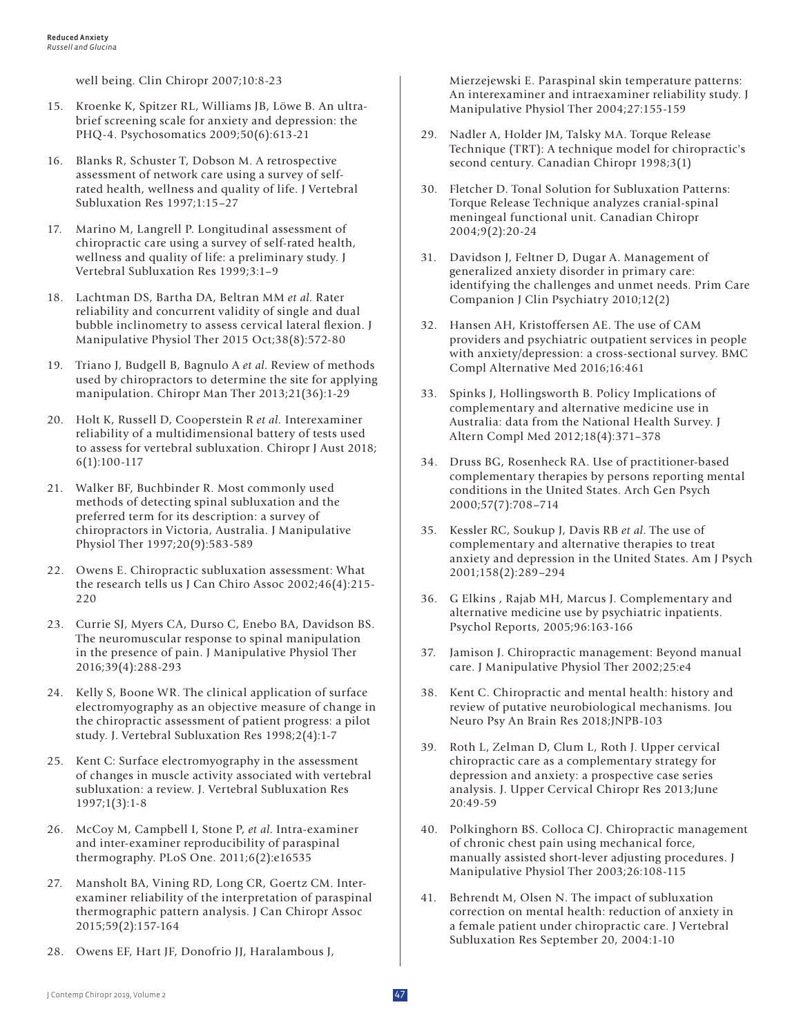well being. Clin Chiropr 2007;10:8-23

15. Kroenke K, Spitzer RL, Williams JB, Löwe B. An ultra-brief screening scale for anxiety and depression: the PHQ-4. Psychosomatics 2009;50(6):613-21

16. Blanks R, Schuster T, Dobson M. A retrospective assessment of network care using a survey of self-rated health, wellness and quality of life. J Vertebral Subluxation Res 1997;1:15–27

17. Marino M, Langrell P. Longitudinal assessment of chiropractic care using a survey of self-rated health, wellness and quality of life: a preliminary study. J Vertebral Subluxation Res 1999;3:1–9

18. Lachtman DS, Bartha DA, Beltran MM *et al.* Rater reliability and concurrent validity of single and dual bubble inclinometry to assess cervical lateral flexion. J Manipulative Physiol Ther 2015 Oct;38(8):572-80

19. Triano J, Budgell B, Bagnulo A *et al.* Review of methods used by chiropractors to determine the site for applying manipulation. Chiropr Man Ther 2013;21(36):1-29

20. Holt K, Russell D, Cooperstein R *et al.* Interexaminer reliability of a multidimensional battery of tests used to assess for vertebral subluxation. Chiropr J Aust 2018; 6(1):100-117

21. Walker BF, Buchbinder R. Most commonly used methods of detecting spinal subluxation and the preferred term for its description: a survey of chiropractors in Victoria, Australia. J Manipulative Physiol Ther 1997;20(9):583-589

22. Owens E. Chiropractic subluxation assessment: What the research tells us J Can Chiro Assoc 2002;46(4):215-220

23. Currie SJ, Myers CA, Durso C, Enebo BA, Davidson BS. The neuromuscular response to spinal manipulation in the presence of pain. J Manipulative Physiol Ther 2016;39(4):288-293

24. Kelly S, Boone WR. The clinical application of surface electromyography as an objective measure of change in the chiropractic assessment of patient progress: a pilot study. J. Vertebral Subluxation Res 1998;2(4):1-7

25. Kent C: Surface electromyography in the assessment of changes in muscle activity associated with vertebral subluxation: a review. J. Vertebral Subluxation Res 1997;1(3):1-8

26. McCoy M, Campbell I, Stone P, *et al.* Intra-examiner and inter-examiner reproducibility of paraspinal thermography. PLoS One. 2011;6(2):e16535

27. Mansholt BA, Vining RD, Long CR, Goertz CM. Inter-examiner reliability of the interpretation of paraspinal thermographic pattern analysis. J Can Chiropr Assoc 2015;59(2):157-164

28. Owens EF, Hart JF, Donofrio JJ, Haralambous J, Mierzejewski E. Paraspinal skin temperature patterns: An interexaminer and intraexaminer reliability study. J Manipulative Physiol Ther 2004;27:155-159

29. Nadler A, Holder JM, Talsky MA. Torque Release Technique (TRT): A technique model for chiropractic's second century. Canadian Chiropr 1998;3(1)

30. Fletcher D. Tonal Solution for Subluxation Patterns: Torque Release Technique analyzes cranial-spinal meningeal functional unit. Canadian Chiropr 2004;9(2):20-24

31. Davidson J, Feltner D, Dugar A. Management of generalized anxiety disorder in primary care: identifying the challenges and unmet needs. Prim Care Companion J Clin Psychiatry 2010;12(2)

32. Hansen AH, Kristoffersen AE. The use of CAM providers and psychiatric outpatient services in people with anxiety/depression: a cross-sectional survey. BMC Compl Alternative Med 2016;16:461

33. Spinks J, Hollingsworth B. Policy Implications of complementary and alternative medicine use in Australia: data from the National Health Survey. J Altern Compl Med 2012;18(4):371–378

34. Druss BG, Rosenheck RA. Use of practitioner-based complementary therapies by persons reporting mental conditions in the United States. Arch Gen Psych 2000;57(7):708–714

35. Kessler RC, Soukup J, Davis RB *et al.* The use of complementary and alternative therapies to treat anxiety and depression in the United States. Am J Psych 2001;158(2):289–294

36. G Elkins , Rajab MH, Marcus J. Complementary and alternative medicine use by psychiatric inpatients. Psychol Reports, 2005;96:163-166

37. Jamison J. Chiropractic management: Beyond manual care. J Manipulative Physiol Ther 2002;25:e4

38. Kent C. Chiropractic and mental health: history and review of putative neurobiological mechanisms. Jou Neuro Psy An Brain Res 2018;JNPB-103

39. Roth L, Zelman D, Clum L, Roth J. Upper cervical chiropractic care as a complementary strategy for depression and anxiety: a prospective case series analysis. J. Upper Cervical Chiropr Res 2013;June 20:49-59

40. Polkinghorn BS. Colloca CJ. Chiropractic management of chronic chest pain using mechanical force, manually assisted short-lever adjusting procedures. J Manipulative Physiol Ther 2003;26:108-115

41. Behrendt M, Olsen N. The impact of subluxation correction on mental health: reduction of anxiety in a female patient under chiropractic care. J Vertebral Subluxation Res September 20, 2004:1-10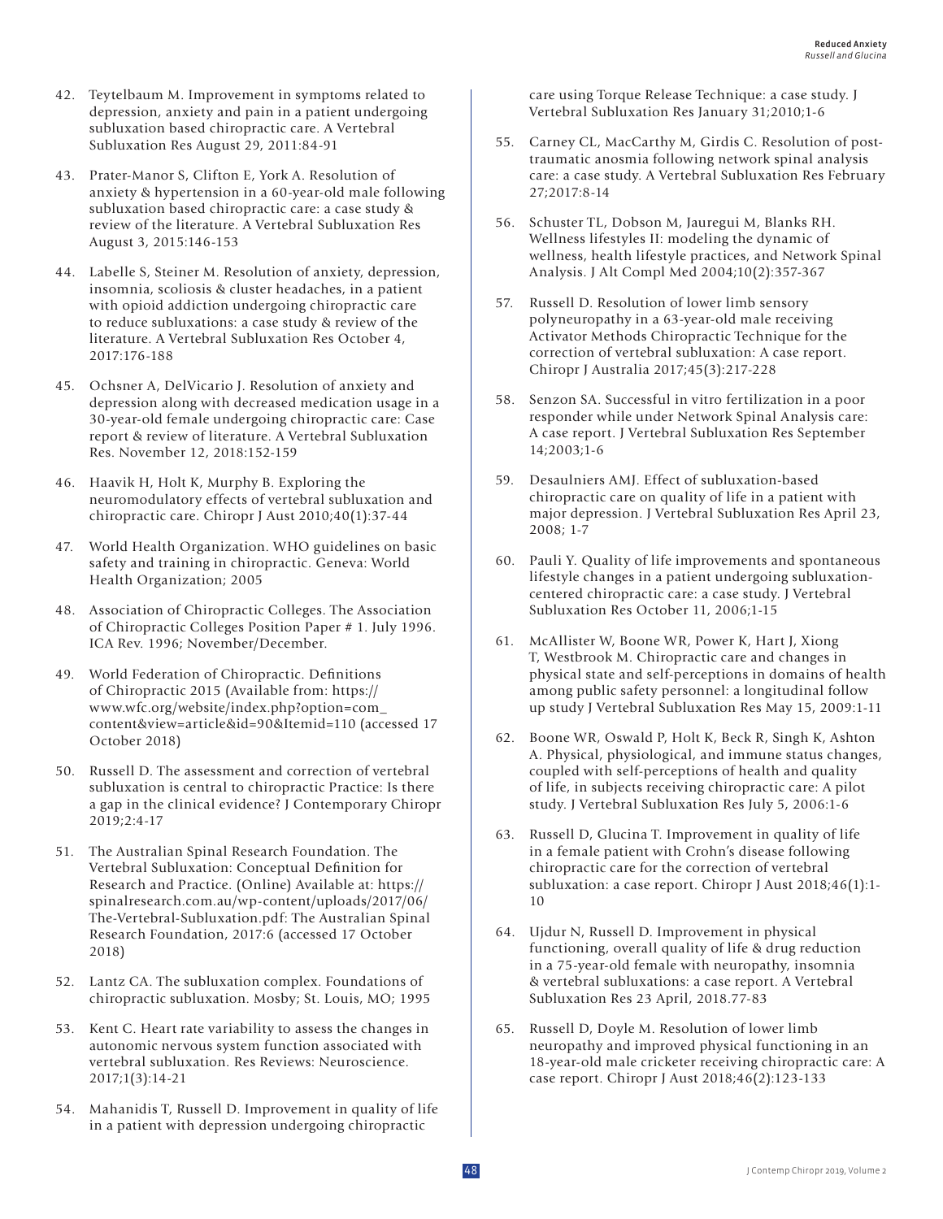42. Teytelbaum M. Improvement in symptoms related to depression, anxiety and pain in a patient undergoing subluxation based chiropractic care. A Vertebral Subluxation Res August 29, 2011:84-91

43. Prater-Manor S, Clifton E, York A. Resolution of anxiety & hypertension in a 60-year-old male following subluxation based chiropractic care: a case study & review of the literature. A Vertebral Subluxation Res August 3, 2015:146-153

44. Labelle S, Steiner M. Resolution of anxiety, depression, insomnia, scoliosis & cluster headaches, in a patient with opioid addiction undergoing chiropractic care to reduce subluxations: a case study & review of the literature. A Vertebral Subluxation Res October 4, 2017:176-188

45. Ochsner A, DelVicario J. Resolution of anxiety and depression along with decreased medication usage in a 30-year-old female undergoing chiropractic care: Case report & review of literature. A Vertebral Subluxation Res. November 12, 2018:152-159

46. Haavik H, Holt K, Murphy B. Exploring the neuromodulatory effects of vertebral subluxation and chiropractic care. Chiropr J Aust 2010;40(1):37-44

47. World Health Organization. WHO guidelines on basic safety and training in chiropractic. Geneva: World Health Organization; 2005

48. Association of Chiropractic Colleges. The Association of Chiropractic Colleges Position Paper # 1. July 1996. ICA Rev. 1996; November/December.

49. World Federation of Chiropractic. Definitions of Chiropractic 2015 (Available from: https://www.wfc.org/website/index.php?option=com_content&view=article&id=90&Itemid=110 (accessed 17 October 2018)

50. Russell D. The assessment and correction of vertebral subluxation is central to chiropractic Practice: Is there a gap in the clinical evidence? J Contemporary Chiropr 2019;2:4-17

51. The Australian Spinal Research Foundation. The Vertebral Subluxation: Conceptual Definition for Research and Practice. (Online) Available at: https://spinalresearch.com.au/wp-content/uploads/2017/06/The-Vertebral-Subluxation.pdf: The Australian Spinal Research Foundation, 2017:6 (accessed 17 October 2018)

52. Lantz CA. The subluxation complex. Foundations of chiropractic subluxation. Mosby; St. Louis, MO; 1995

53. Kent C. Heart rate variability to assess the changes in autonomic nervous system function associated with vertebral subluxation. Res Reviews: Neuroscience. 2017;1(3):14-21

54. Mahanidis T, Russell D. Improvement in quality of life in a patient with depression undergoing chiropractic care using Torque Release Technique: a case study. J Vertebral Subluxation Res January 31;2010;1-6

55. Carney CL, MacCarthy M, Girdis C. Resolution of post-traumatic anosmia following network spinal analysis care: a case study. A Vertebral Subluxation Res February 27;2017:8-14

56. Schuster TL, Dobson M, Jauregui M, Blanks RH. Wellness lifestyles II: modeling the dynamic of wellness, health lifestyle practices, and Network Spinal Analysis. J Alt Compl Med 2004;10(2):357-367

57. Russell D. Resolution of lower limb sensory polyneuropathy in a 63-year-old male receiving Activator Methods Chiropractic Technique for the correction of vertebral subluxation: A case report. Chiropr J Australia 2017;45(3):217-228

58. Senzon SA. Successful in vitro fertilization in a poor responder while under Network Spinal Analysis care: A case report. J Vertebral Subluxation Res September 14;2003;1-6

59. Desaulniers AMJ. Effect of subluxation-based chiropractic care on quality of life in a patient with major depression. J Vertebral Subluxation Res April 23, 2008; 1-7

60. Pauli Y. Quality of life improvements and spontaneous lifestyle changes in a patient undergoing subluxation-centered chiropractic care: a case study. J Vertebral Subluxation Res October 11, 2006;1-15

61. McAllister W, Boone WR, Power K, Hart J, Xiong T, Westbrook M. Chiropractic care and changes in physical state and self-perceptions in domains of health among public safety personnel: a longitudinal follow up study J Vertebral Subluxation Res May 15, 2009:1-11

62. Boone WR, Oswald P, Holt K, Beck R, Singh K, Ashton A. Physical, physiological, and immune status changes, coupled with self-perceptions of health and quality of life, in subjects receiving chiropractic care: A pilot study. J Vertebral Subluxation Res July 5, 2006:1-6

63. Russell D, Glucina T. Improvement in quality of life in a female patient with Crohn's disease following chiropractic care for the correction of vertebral subluxation: a case report. Chiropr J Aust 2018;46(1):1-10

64. Ujdur N, Russell D. Improvement in physical functioning, overall quality of life & drug reduction in a 75-year-old female with neuropathy, insomnia & vertebral subluxations: a case report. A Vertebral Subluxation Res 23 April, 2018.77-83

65. Russell D, Doyle M. Resolution of lower limb neuropathy and improved physical functioning in an 18-year-old male cricketer receiving chiropractic care: A case report. Chiropr J Aust 2018;46(2):123-133